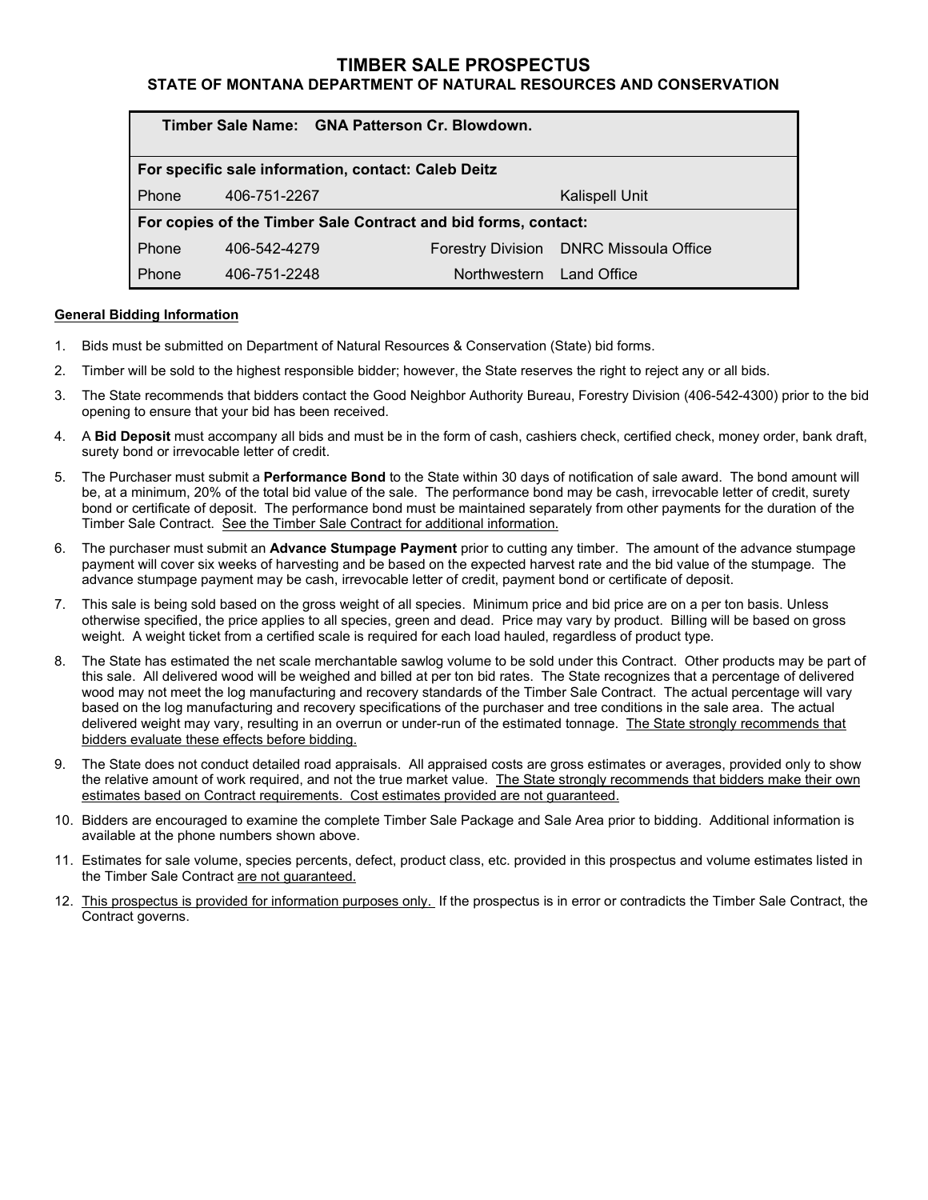# TIMBER SALE PROSPECTUS

## STATE OF MONTANA DEPARTMENT OF NATURAL RESOURCES AND CONSERVATION

| **Timber Sale Name: GNA Patterson Cr. Blowdown.** | | | |
|---|---|---|---|
| **For specific sale information, contact: Caleb Deitz** | | | |
| Phone | 406-751-2267 | | Kalispell Unit |
| **For copies of the Timber Sale Contract and bid forms, contact:** | | | |
| Phone | 406-542-4279 | Forestry Division | DNRC Missoula Office |
| Phone | 406-751-2248 | Northwestern | Land Office |

**General Bidding Information**

1. Bids must be submitted on Department of Natural Resources & Conservation (State) bid forms.
2. Timber will be sold to the highest responsible bidder; however, the State reserves the right to reject any or all bids.
3. The State recommends that bidders contact the Good Neighbor Authority Bureau, Forestry Division (406-542-4300) prior to the bid opening to ensure that your bid has been received.
4. A **Bid Deposit** must accompany all bids and must be in the form of cash, cashiers check, certified check, money order, bank draft, surety bond or irrevocable letter of credit.
5. The Purchaser must submit a **Performance Bond** to the State within 30 days of notification of sale award. The bond amount will be, at a minimum, 20% of the total bid value of the sale. The performance bond may be cash, irrevocable letter of credit, surety bond or certificate of deposit. The performance bond must be maintained separately from other payments for the duration of the Timber Sale Contract. See the Timber Sale Contract for additional information.
6. The purchaser must submit an **Advance Stumpage Payment** prior to cutting any timber. The amount of the advance stumpage payment will cover six weeks of harvesting and be based on the expected harvest rate and the bid value of the stumpage. The advance stumpage payment may be cash, irrevocable letter of credit, payment bond or certificate of deposit.
7. This sale is being sold based on the gross weight of all species. Minimum price and bid price are on a per ton basis. Unless otherwise specified, the price applies to all species, green and dead. Price may vary by product. Billing will be based on gross weight. A weight ticket from a certified scale is required for each load hauled, regardless of product type.
8. The State has estimated the net scale merchantable sawlog volume to be sold under this Contract. Other products may be part of this sale. All delivered wood will be weighed and billed at per ton bid rates. The State recognizes that a percentage of delivered wood may not meet the log manufacturing and recovery standards of the Timber Sale Contract. The actual percentage will vary based on the log manufacturing and recovery specifications of the purchaser and tree conditions in the sale area. The actual delivered weight may vary, resulting in an overrun or under-run of the estimated tonnage. The State strongly recommends that bidders evaluate these effects before bidding.
9. The State does not conduct detailed road appraisals. All appraised costs are gross estimates or averages, provided only to show the relative amount of work required, and not the true market value. The State strongly recommends that bidders make their own estimates based on Contract requirements. Cost estimates provided are not guaranteed.
10. Bidders are encouraged to examine the complete Timber Sale Package and Sale Area prior to bidding. Additional information is available at the phone numbers shown above.
11. Estimates for sale volume, species percents, defect, product class, etc. provided in this prospectus and volume estimates listed in the Timber Sale Contract are not guaranteed.
12. This prospectus is provided for information purposes only. If the prospectus is in error or contradicts the Timber Sale Contract, the Contract governs.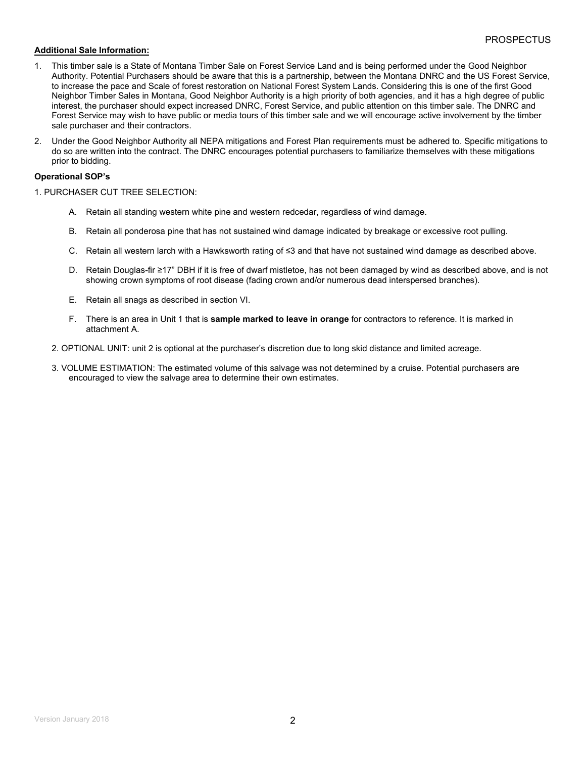**Additional Sale Information:**

1. This timber sale is a State of Montana Timber Sale on Forest Service Land and is being performed under the Good Neighbor Authority. Potential Purchasers should be aware that this is a partnership, between the Montana DNRC and the US Forest Service, to increase the pace and Scale of forest restoration on National Forest System Lands. Considering this is one of the first Good Neighbor Timber Sales in Montana, Good Neighbor Authority is a high priority of both agencies, and it has a high degree of public interest, the purchaser should expect increased DNRC, Forest Service, and public attention on this timber sale. The DNRC and Forest Service may wish to have public or media tours of this timber sale and we will encourage active involvement by the timber sale purchaser and their contractors.
2. Under the Good Neighbor Authority all NEPA mitigations and Forest Plan requirements must be adhered to. Specific mitigations to do so are written into the contract. The DNRC encourages potential purchasers to familiarize themselves with these mitigations prior to bidding.

**Operational SOP's**

1. PURCHASER CUT TREE SELECTION:

   A. Retain all standing western white pine and western redcedar, regardless of wind damage.

   B. Retain all ponderosa pine that has not sustained wind damage indicated by breakage or excessive root pulling.

   C. Retain all western larch with a Hawksworth rating of ≤3 and that have not sustained wind damage as described above.

   D. Retain Douglas-fir ≥17" DBH if it is free of dwarf mistletoe, has not been damaged by wind as described above, and is not showing crown symptoms of root disease (fading crown and/or numerous dead interspersed branches).

   E. Retain all snags as described in section VI.

   F. There is an area in Unit 1 that is **sample marked to leave in orange** for contractors to reference. It is marked in attachment A.

2. OPTIONAL UNIT: unit 2 is optional at the purchaser's discretion due to long skid distance and limited acreage.

3. VOLUME ESTIMATION: The estimated volume of this salvage was not determined by a cruise. Potential purchasers are encouraged to view the salvage area to determine their own estimates.